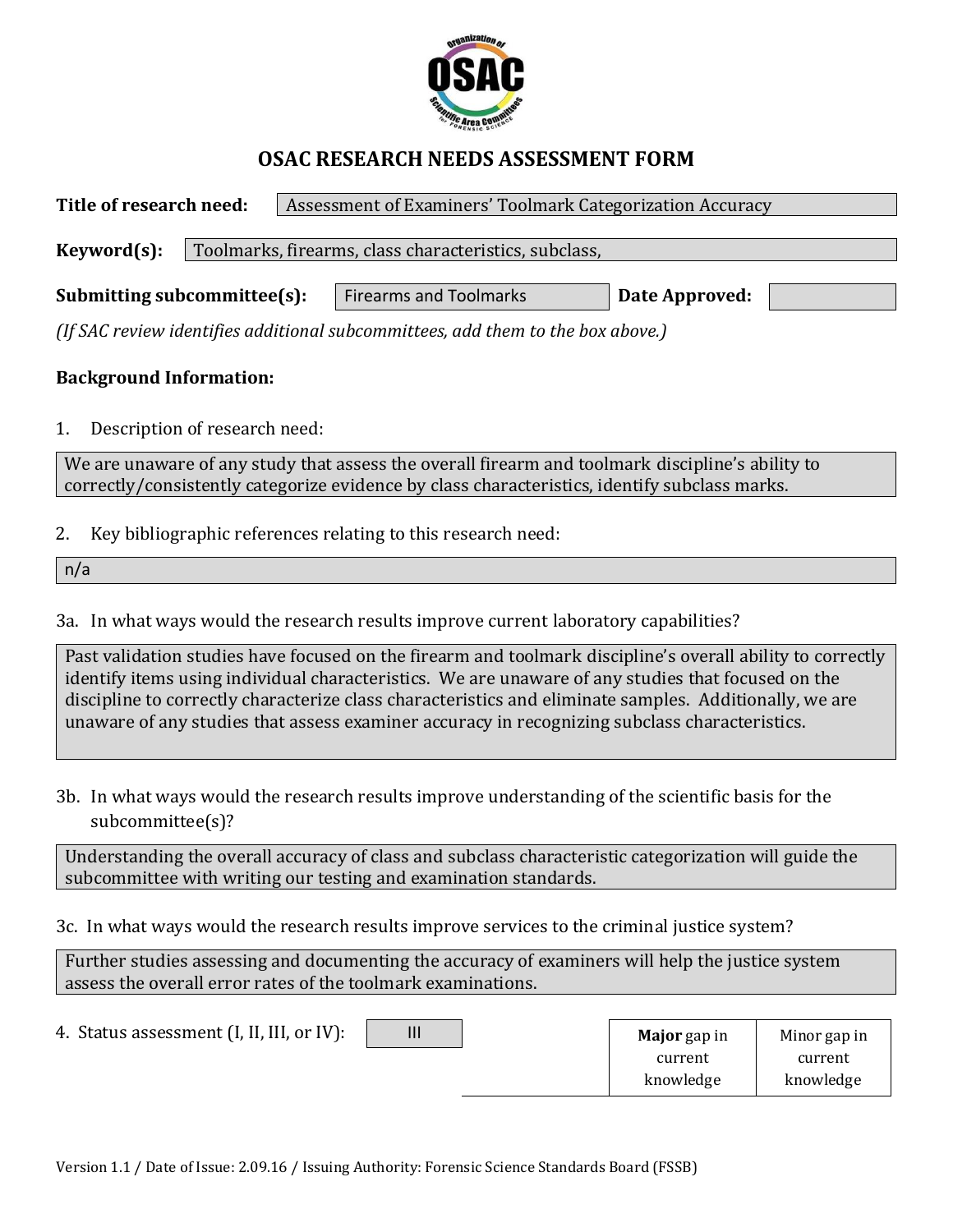# OSAC RESEARCH NEEDS ASSESSMENT FORM

**Title of research need:** Assessment of Examiners' Toolmark Categorization Accuracy

**Keyword(s):** Toolmarks, firearms, class characteristics, subclass,

**Submitting subcommittee(s):** Firearms and Toolmarks **Date Approved:**

*(If SAC review identifies additional subcommittees, add them to the box above.)*

**Background Information:**

1. Description of research need:

We are unaware of any study that assess the overall firearm and toolmark discipline's ability to correctly/consistently categorize evidence by class characteristics, identify subclass marks.

2. Key bibliographic references relating to this research need:

n/a

3a. In what ways would the research results improve current laboratory capabilities?

Past validation studies have focused on the firearm and toolmark discipline's overall ability to correctly identify items using individual characteristics. We are unaware of any studies that focused on the discipline to correctly characterize class characteristics and eliminate samples. Additionally, we are unaware of any studies that assess examiner accuracy in recognizing subclass characteristics.

3b. In what ways would the research results improve understanding of the scientific basis for the subcommittee(s)?

Understanding the overall accuracy of class and subclass characteristic categorization will guide the subcommittee with writing our testing and examination standards.

3c. In what ways would the research results improve services to the criminal justice system?

Further studies assessing and documenting the accuracy of examiners will help the justice system assess the overall error rates of the toolmark examinations.

4. Status assessment (I, II, III, or IV): III

| | **Major** gap in current knowledge | Minor gap in current knowledge |
|---|---|---|

Version 1.1 / Date of Issue: 2.09.16 / Issuing Authority: Forensic Science Standards Board (FSSB)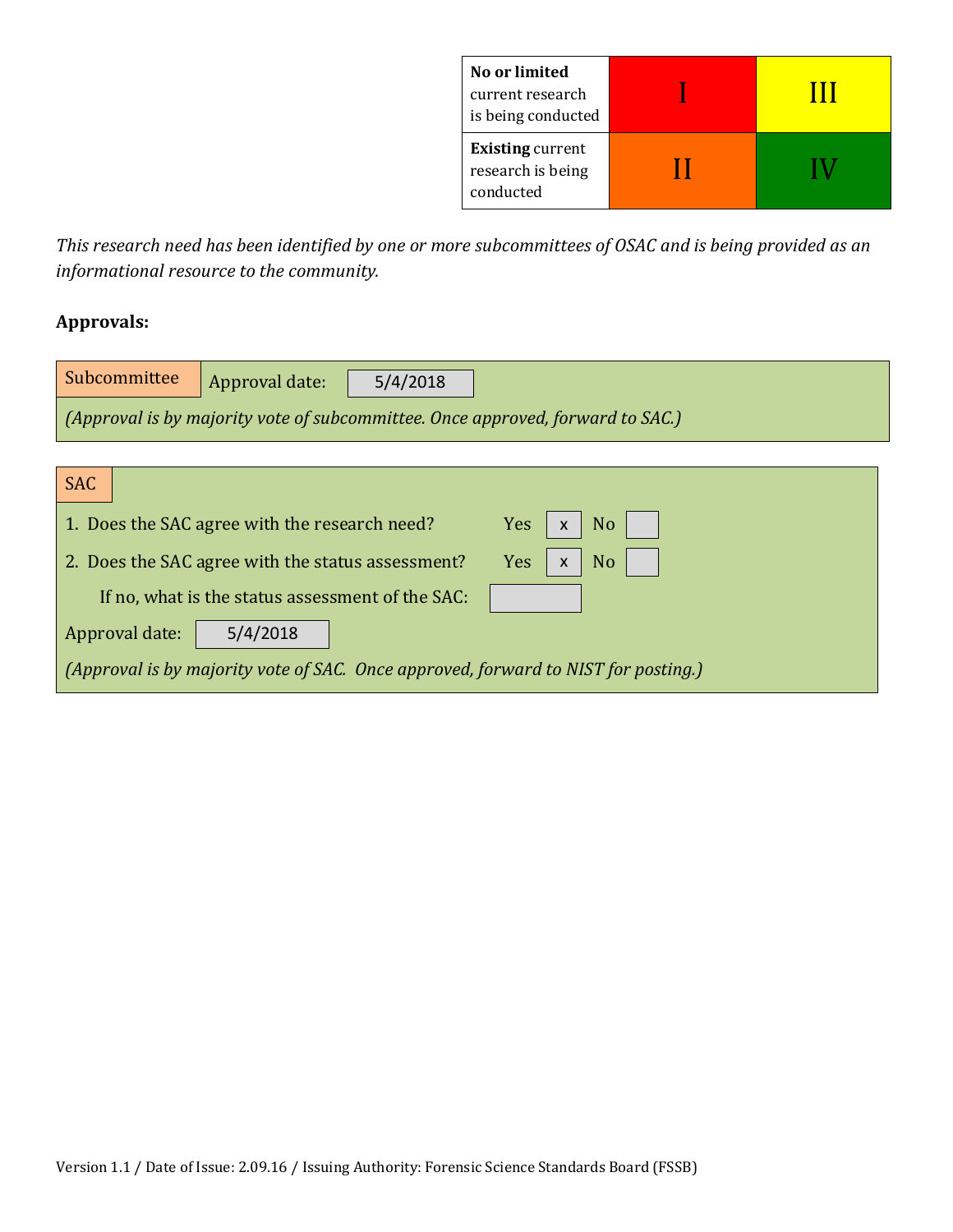| | | |
|---|---|---|
| **No or limited** current research is being conducted | I | III |
| **Existing** current research is being conducted | II | IV |

*This research need has been identified by one or more subcommittees of OSAC and is being provided as an informational resource to the community.*

**Approvals:**

| Subcommittee | Approval date: | 5/4/2018 |
|---|---|---|

*(Approval is by majority vote of subcommittee. Once approved, forward to SAC.)*

**SAC**

1. Does the SAC agree with the research need? Yes [x] No [ ]
2. Does the SAC agree with the status assessment? Yes [x] No [ ]

   If no, what is the status assessment of the SAC: [ ]

Approval date: 5/4/2018

*(Approval is by majority vote of SAC. Once approved, forward to NIST for posting.)*

Version 1.1 / Date of Issue: 2.09.16 / Issuing Authority: Forensic Science Standards Board (FSSB)